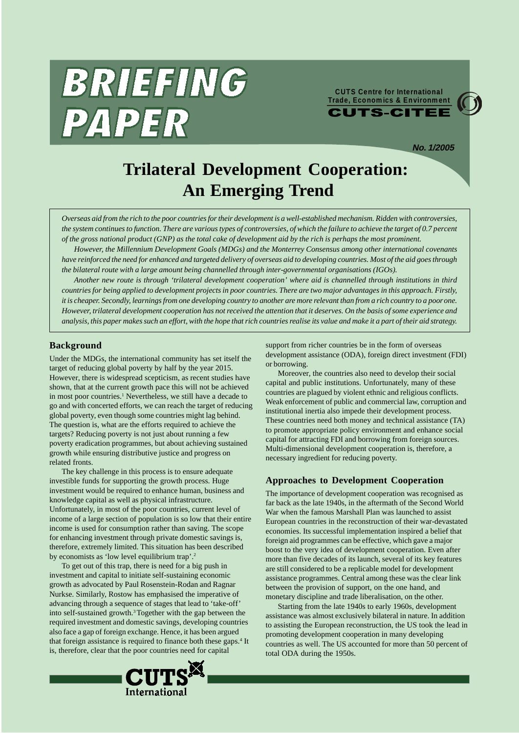# BRIEFING PAPER

CUTS Centre for International Trade, Economics & Environment

CUTS-CITEE

No. 1/2005

# Trilateral Development Cooperation: An Emerging Trend

*Overseas aid from the rich to the poor countries for their development is a well-established mechanism. Ridden with controversies, the system continues to function. There are various types of controversies, of which the failure to achieve the target of 0.7 percent of the gross national product (GNP) as the total cake of development aid by the rich is perhaps the most prominent.*

*However, the Millennium Development Goals (MDGs) and the Monterrey Consensus among other international covenants have reinforced the need for enhanced and targeted delivery of overseas aid to developing countries. Most of the aid goes through the bilateral route with a large amount being channelled through inter-governmental organisations (IGOs).*

*Another new route is through 'trilateral development cooperation' where aid is channelled through institutions in third countries for being applied to development projects in poor countries. There are two major advantages in this approach. Firstly, it is cheaper. Secondly, learnings from one developing country to another are more relevant than from a rich country to a poor one. However, trilateral development cooperation has not received the attention that it deserves. On the basis of some experience and analysis, this paper makes such an effort, with the hope that rich countries realise its value and make it a part of their aid strategy.*

## Background

Under the MDGs, the international community has set itself the target of reducing global poverty by half by the year 2015. However, there is widespread scepticism, as recent studies have shown, that at the current growth pace this will not be achieved in most poor countries.[1] Nevertheless, we still have a decade to go and with concerted efforts, we can reach the target of reducing global poverty, even though some countries might lag behind. The question is, what are the efforts required to achieve the targets? Reducing poverty is not just about running a few poverty eradication programmes, but about achieving sustained growth while ensuring distributive justice and progress on related fronts.

The key challenge in this process is to ensure adequate investible funds for supporting the growth process. Huge investment would be required to enhance human, business and knowledge capital as well as physical infrastructure. Unfortunately, in most of the poor countries, current level of income of a large section of population is so low that their entire income is used for consumption rather than saving. The scope for enhancing investment through private domestic savings is, therefore, extremely limited. This situation has been described by economists as 'low level equilibrium trap'.[2]

To get out of this trap, there is need for a big push in investment and capital to initiate self-sustaining economic growth as advocated by Paul Rosenstein-Rodan and Ragnar Nurkse. Similarly, Rostow has emphasised the imperative of advancing through a sequence of stages that lead to 'take-off' into self-sustained growth.[3] Together with the gap between the required investment and domestic savings, developing countries also face a gap of foreign exchange. Hence, it has been argued that foreign assistance is required to finance both these gaps.[4] It is, therefore, clear that the poor countries need for capital support from richer countries be in the form of overseas development assistance (ODA), foreign direct investment (FDI) or borrowing.

Moreover, the countries also need to develop their social capital and public institutions. Unfortunately, many of these countries are plagued by violent ethnic and religious conflicts. Weak enforcement of public and commercial law, corruption and institutional inertia also impede their development process. These countries need both money and technical assistance (TA) to promote appropriate policy environment and enhance social capital for attracting FDI and borrowing from foreign sources. Multi-dimensional development cooperation is, therefore, a necessary ingredient for reducing poverty.

## Approaches to Development Cooperation

The importance of development cooperation was recognised as far back as the late 1940s, in the aftermath of the Second World War when the famous Marshall Plan was launched to assist European countries in the reconstruction of their war-devastated economies. Its successful implementation inspired a belief that foreign aid programmes can be effective, which gave a major boost to the very idea of development cooperation. Even after more than five decades of its launch, several of its key features are still considered to be a replicable model for development assistance programmes. Central among these was the clear link between the provision of support, on the one hand, and monetary discipline and trade liberalisation, on the other.

Starting from the late 1940s to early 1960s, development assistance was almost exclusively bilateral in nature. In addition to assisting the European reconstruction, the US took the lead in promoting development cooperation in many developing countries as well. The US accounted for more than 50 percent of total ODA during the 1950s.

CUTS International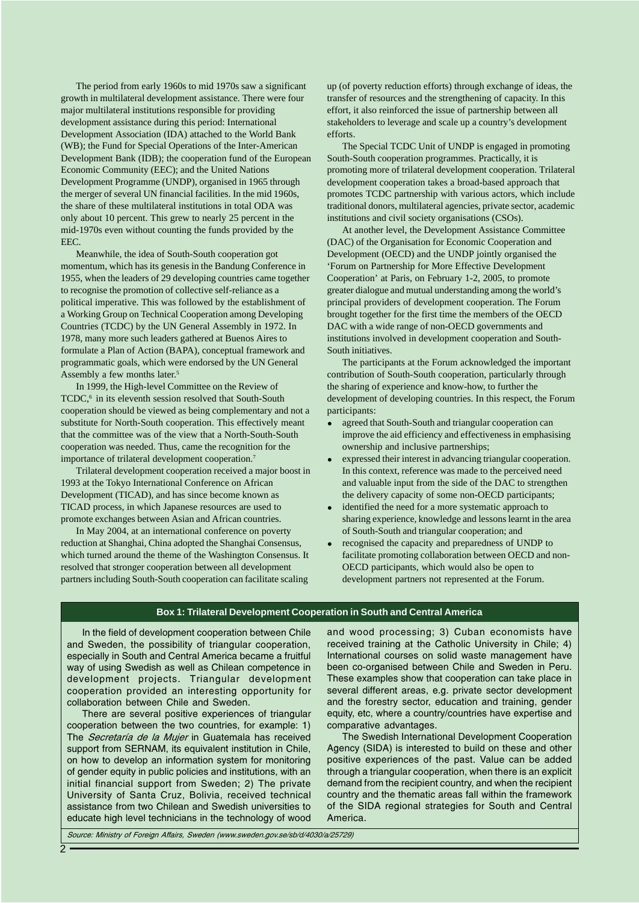The period from early 1960s to mid 1970s saw a significant growth in multilateral development assistance. There were four major multilateral institutions responsible for providing development assistance during this period: International Development Association (IDA) attached to the World Bank (WB); the Fund for Special Operations of the Inter-American Development Bank (IDB); the cooperation fund of the European Economic Community (EEC); and the United Nations Development Programme (UNDP), organised in 1965 through the merger of several UN financial facilities. In the mid 1960s, the share of these multilateral institutions in total ODA was only about 10 percent. This grew to nearly 25 percent in the mid-1970s even without counting the funds provided by the EEC.

Meanwhile, the idea of South-South cooperation got momentum, which has its genesis in the Bandung Conference in 1955, when the leaders of 29 developing countries came together to recognise the promotion of collective self-reliance as a political imperative. This was followed by the establishment of a Working Group on Technical Cooperation among Developing Countries (TCDC) by the UN General Assembly in 1972. In 1978, many more such leaders gathered at Buenos Aires to formulate a Plan of Action (BAPA), conceptual framework and programmatic goals, which were endorsed by the UN General Assembly a few months later.[5]

In 1999, the High-level Committee on the Review of TCDC,[6] in its eleventh session resolved that South-South cooperation should be viewed as being complementary and not a substitute for North-South cooperation. This effectively meant that the committee was of the view that a North-South-South cooperation was needed. Thus, came the recognition for the importance of trilateral development cooperation.[7]

Trilateral development cooperation received a major boost in 1993 at the Tokyo International Conference on African Development (TICAD), and has since become known as TICAD process, in which Japanese resources are used to promote exchanges between Asian and African countries.

In May 2004, at an international conference on poverty reduction at Shanghai, China adopted the Shanghai Consensus, which turned around the theme of the Washington Consensus. It resolved that stronger cooperation between all development partners including South-South cooperation can facilitate scaling up (of poverty reduction efforts) through exchange of ideas, the transfer of resources and the strengthening of capacity. In this effort, it also reinforced the issue of partnership between all stakeholders to leverage and scale up a country's development efforts.

The Special TCDC Unit of UNDP is engaged in promoting South-South cooperation programmes. Practically, it is promoting more of trilateral development cooperation. Trilateral development cooperation takes a broad-based approach that promotes TCDC partnership with various actors, which include traditional donors, multilateral agencies, private sector, academic institutions and civil society organisations (CSOs).

At another level, the Development Assistance Committee (DAC) of the Organisation for Economic Cooperation and Development (OECD) and the UNDP jointly organised the 'Forum on Partnership for More Effective Development Cooperation' at Paris, on February 1-2, 2005, to promote greater dialogue and mutual understanding among the world's principal providers of development cooperation. The Forum brought together for the first time the members of the OECD DAC with a wide range of non-OECD governments and institutions involved in development cooperation and South-South initiatives.

The participants at the Forum acknowledged the important contribution of South-South cooperation, particularly through the sharing of experience and know-how, to further the development of developing countries. In this respect, the Forum participants:

- agreed that South-South and triangular cooperation can improve the aid efficiency and effectiveness in emphasising ownership and inclusive partnerships;
- expressed their interest in advancing triangular cooperation. In this context, reference was made to the perceived need and valuable input from the side of the DAC to strengthen the delivery capacity of some non-OECD participants;
- identified the need for a more systematic approach to sharing experience, knowledge and lessons learnt in the area of South-South and triangular cooperation; and
- recognised the capacity and preparedness of UNDP to facilitate promoting collaboration between OECD and non-OECD participants, which would also be open to development partners not represented at the Forum.

**Box 1: Trilateral Development Cooperation in South and Central America**

In the field of development cooperation between Chile and Sweden, the possibility of triangular cooperation, especially in South and Central America became a fruitful way of using Swedish as well as Chilean competence in development projects. Triangular development cooperation provided an interesting opportunity for collaboration between Chile and Sweden.

There are several positive experiences of triangular cooperation between the two countries, for example: 1) The *Secretaría de la Mujer* in Guatemala has received support from SERNAM, its equivalent institution in Chile, on how to develop an information system for monitoring of gender equity in public policies and institutions, with an initial financial support from Sweden; 2) The private University of Santa Cruz, Bolivia, received technical assistance from two Chilean and Swedish universities to educate high level technicians in the technology of wood and wood processing; 3) Cuban economists have received training at the Catholic University in Chile; 4) International courses on solid waste management have been co-organised between Chile and Sweden in Peru. These examples show that cooperation can take place in several different areas, e.g. private sector development and the forestry sector, education and training, gender equity, etc, where a country/countries have expertise and comparative advantages.

The Swedish International Development Cooperation Agency (SIDA) is interested to build on these and other positive experiences of the past. Value can be added through a triangular cooperation, when there is an explicit demand from the recipient country, and when the recipient country and the thematic areas fall within the framework of the SIDA regional strategies for South and Central America.

*Source: Ministry of Foreign Affairs, Sweden (www.sweden.gov.se/sb/d/4030/a/25729)*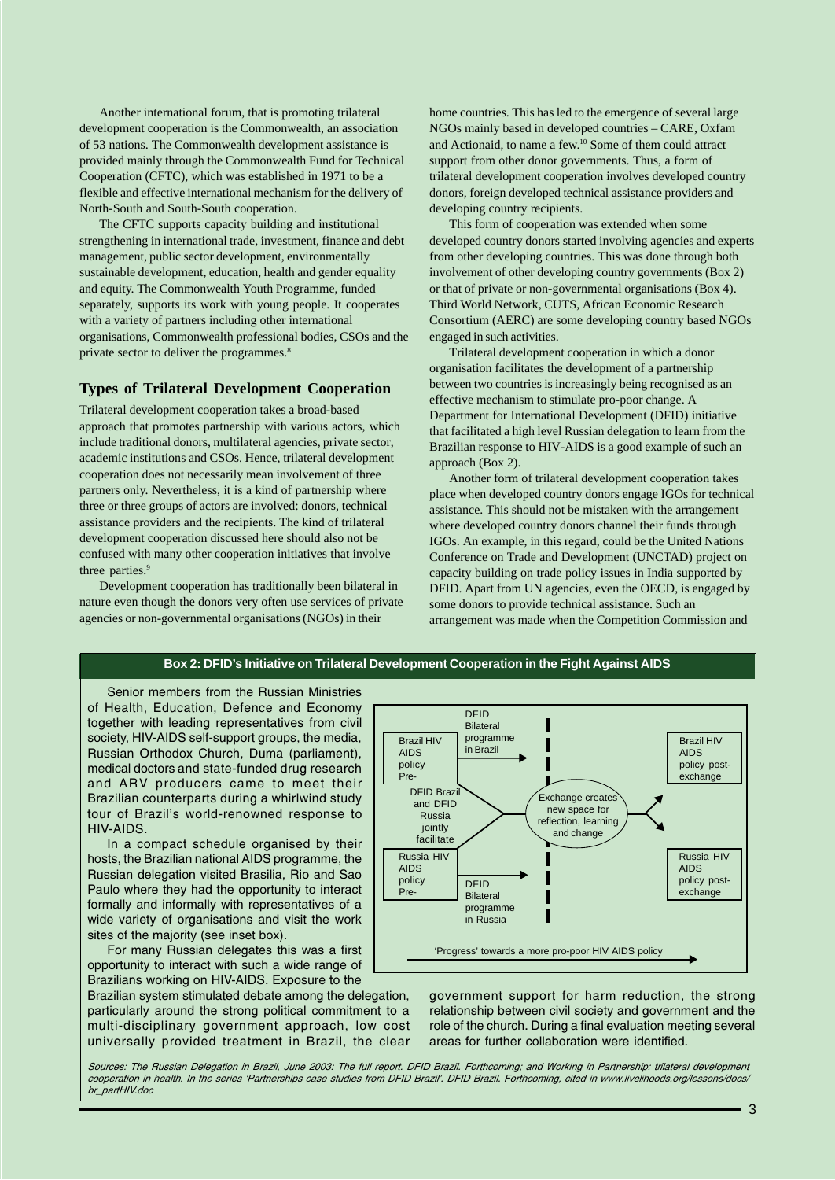Another international forum, that is promoting trilateral development cooperation is the Commonwealth, an association of 53 nations. The Commonwealth development assistance is provided mainly through the Commonwealth Fund for Technical Cooperation (CFTC), which was established in 1971 to be a flexible and effective international mechanism for the delivery of North-South and South-South cooperation.

The CFTC supports capacity building and institutional strengthening in international trade, investment, finance and debt management, public sector development, environmentally sustainable development, education, health and gender equality and equity. The Commonwealth Youth Programme, funded separately, supports its work with young people. It cooperates with a variety of partners including other international organisations, Commonwealth professional bodies, CSOs and the private sector to deliver the programmes.[8]

## Types of Trilateral Development Cooperation

Trilateral development cooperation takes a broad-based approach that promotes partnership with various actors, which include traditional donors, multilateral agencies, private sector, academic institutions and CSOs. Hence, trilateral development cooperation does not necessarily mean involvement of three partners only. Nevertheless, it is a kind of partnership where three or three groups of actors are involved: donors, technical assistance providers and the recipients. The kind of trilateral development cooperation discussed here should also not be confused with many other cooperation initiatives that involve three parties.[9]

Development cooperation has traditionally been bilateral in nature even though the donors very often use services of private agencies or non-governmental organisations (NGOs) in their home countries. This has led to the emergence of several large NGOs mainly based in developed countries – CARE, Oxfam and Actionaid, to name a few.[10] Some of them could attract support from other donor governments. Thus, a form of trilateral development cooperation involves developed country donors, foreign developed technical assistance providers and developing country recipients.

This form of cooperation was extended when some developed country donors started involving agencies and experts from other developing countries. This was done through both involvement of other developing country governments (Box 2) or that of private or non-governmental organisations (Box 4). Third World Network, CUTS, African Economic Research Consortium (AERC) are some developing country based NGOs engaged in such activities.

Trilateral development cooperation in which a donor organisation facilitates the development of a partnership between two countries is increasingly being recognised as an effective mechanism to stimulate pro-poor change. A Department for International Development (DFID) initiative that facilitated a high level Russian delegation to learn from the Brazilian response to HIV-AIDS is a good example of such an approach (Box 2).

Another form of trilateral development cooperation takes place when developed country donors engage IGOs for technical assistance. This should not be mistaken with the arrangement where developed country donors channel their funds through IGOs. An example, in this regard, could be the United Nations Conference on Trade and Development (UNCTAD) project on capacity building on trade policy issues in India supported by DFID. Apart from UN agencies, even the OECD, is engaged by some donors to provide technical assistance. Such an arrangement was made when the Competition Commission and

**Box 2: DFID's Initiative on Trilateral Development Cooperation in the Fight Against AIDS**

Senior members from the Russian Ministries of Health, Education, Defence and Economy together with leading representatives from civil society, HIV-AIDS self-support groups, the media, Russian Orthodox Church, Duma (parliament), medical doctors and state-funded drug research and ARV producers came to meet their Brazilian counterparts during a whirlwind study tour of Brazil's world-renowned response to HIV-AIDS.

In a compact schedule organised by their hosts, the Brazilian national AIDS programme, the Russian delegation visited Brasilia, Rio and Sao Paulo where they had the opportunity to interact formally and informally with representatives of a wide variety of organisations and visit the work sites of the majority (see inset box).

For many Russian delegates this was a first opportunity to interact with such a wide range of Brazilians working on HIV-AIDS. Exposure to the Brazilian system stimulated debate among the delegation, particularly around the strong political commitment to a multi-disciplinary government approach, low cost universally provided treatment in Brazil, the clear government support for harm reduction, the strong relationship between civil society and government and the role of the church. During a final evaluation meeting several areas for further collaboration were identified.

Brazil HIV AIDS policy Pre- → DFID Bilateral programme in Brazil → | Brazil HIV AIDS policy post-exchange

DFID Brazil and DFID Russia jointly facilitate → Exchange creates new space for reflection, learning and change

Russia HIV AIDS policy Pre- → DFID Bilateral programme in Russia → | Russia HIV AIDS policy post-exchange

'Progress' towards a more pro-poor HIV AIDS policy →

*Sources: The Russian Delegation in Brazil, June 2003: The full report. DFID Brazil. Forthcoming; and Working in Partnership: trilateral development cooperation in health. In the series 'Partnerships case studies from DFID Brazil'. DFID Brazil. Forthcoming, cited in www.livelihoods.org/lessons/docs/br_partHIV.doc*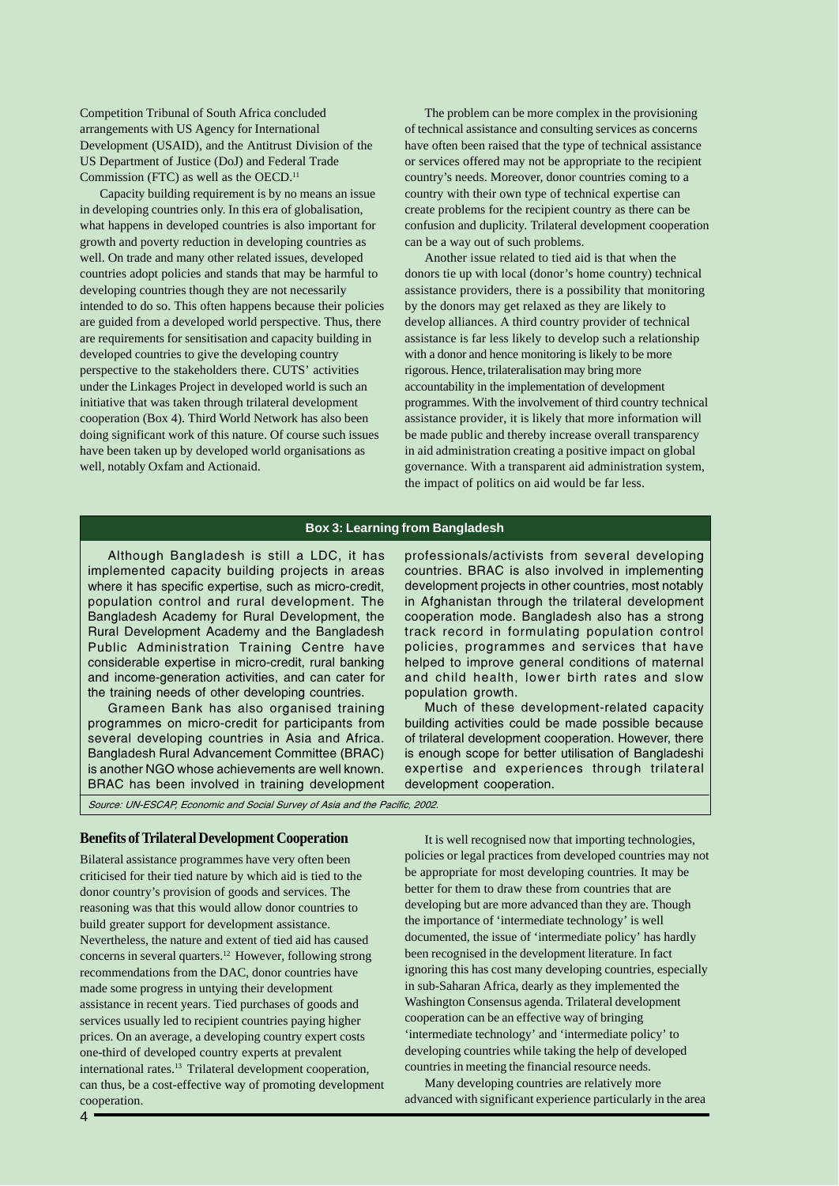Competition Tribunal of South Africa concluded arrangements with US Agency for International Development (USAID), and the Antitrust Division of the US Department of Justice (DoJ) and Federal Trade Commission (FTC) as well as the OECD.[11]

Capacity building requirement is by no means an issue in developing countries only. In this era of globalisation, what happens in developed countries is also important for growth and poverty reduction in developing countries as well. On trade and many other related issues, developed countries adopt policies and stands that may be harmful to developing countries though they are not necessarily intended to do so. This often happens because their policies are guided from a developed world perspective. Thus, there are requirements for sensitisation and capacity building in developed countries to give the developing country perspective to the stakeholders there. CUTS' activities under the Linkages Project in developed world is such an initiative that was taken through trilateral development cooperation (Box 4). Third World Network has also been doing significant work of this nature. Of course such issues have been taken up by developed world organisations as well, notably Oxfam and Actionaid.

The problem can be more complex in the provisioning of technical assistance and consulting services as concerns have often been raised that the type of technical assistance or services offered may not be appropriate to the recipient country's needs. Moreover, donor countries coming to a country with their own type of technical expertise can create problems for the recipient country as there can be confusion and duplicity. Trilateral development cooperation can be a way out of such problems.

Another issue related to tied aid is that when the donors tie up with local (donor's home country) technical assistance providers, there is a possibility that monitoring by the donors may get relaxed as they are likely to develop alliances. A third country provider of technical assistance is far less likely to develop such a relationship with a donor and hence monitoring is likely to be more rigorous. Hence, trilateralisation may bring more accountability in the implementation of development programmes. With the involvement of third country technical assistance provider, it is likely that more information will be made public and thereby increase overall transparency in aid administration creating a positive impact on global governance. With a transparent aid administration system, the impact of politics on aid would be far less.

**Box 3: Learning from Bangladesh**

Although Bangladesh is still a LDC, it has implemented capacity building projects in areas where it has specific expertise, such as micro-credit, population control and rural development. The Bangladesh Academy for Rural Development, the Rural Development Academy and the Bangladesh Public Administration Training Centre have considerable expertise in micro-credit, rural banking and income-generation activities, and can cater for the training needs of other developing countries.

Grameen Bank has also organised training programmes on micro-credit for participants from several developing countries in Asia and Africa. Bangladesh Rural Advancement Committee (BRAC) is another NGO whose achievements are well known. BRAC has been involved in training development professionals/activists from several developing countries. BRAC is also involved in implementing development projects in other countries, most notably in Afghanistan through the trilateral development cooperation mode. Bangladesh also has a strong track record in formulating population control policies, programmes and services that have helped to improve general conditions of maternal and child health, lower birth rates and slow population growth.

Much of these development-related capacity building activities could be made possible because of trilateral development cooperation. However, there is enough scope for better utilisation of Bangladeshi expertise and experiences through trilateral development cooperation.

*Source: UN-ESCAP, Economic and Social Survey of Asia and the Pacific, 2002.*

## Benefits of Trilateral Development Cooperation

Bilateral assistance programmes have very often been criticised for their tied nature by which aid is tied to the donor country's provision of goods and services. The reasoning was that this would allow donor countries to build greater support for development assistance. Nevertheless, the nature and extent of tied aid has caused concerns in several quarters.[12] However, following strong recommendations from the DAC, donor countries have made some progress in untying their development assistance in recent years. Tied purchases of goods and services usually led to recipient countries paying higher prices. On an average, a developing country expert costs one-third of developed country experts at prevalent international rates.[13] Trilateral development cooperation, can thus, be a cost-effective way of promoting development cooperation.

It is well recognised now that importing technologies, policies or legal practices from developed countries may not be appropriate for most developing countries. It may be better for them to draw these from countries that are developing but are more advanced than they are. Though the importance of 'intermediate technology' is well documented, the issue of 'intermediate policy' has hardly been recognised in the development literature. In fact ignoring this has cost many developing countries, especially in sub-Saharan Africa, dearly as they implemented the Washington Consensus agenda. Trilateral development cooperation can be an effective way of bringing 'intermediate technology' and 'intermediate policy' to developing countries while taking the help of developed countries in meeting the financial resource needs.

Many developing countries are relatively more advanced with significant experience particularly in the area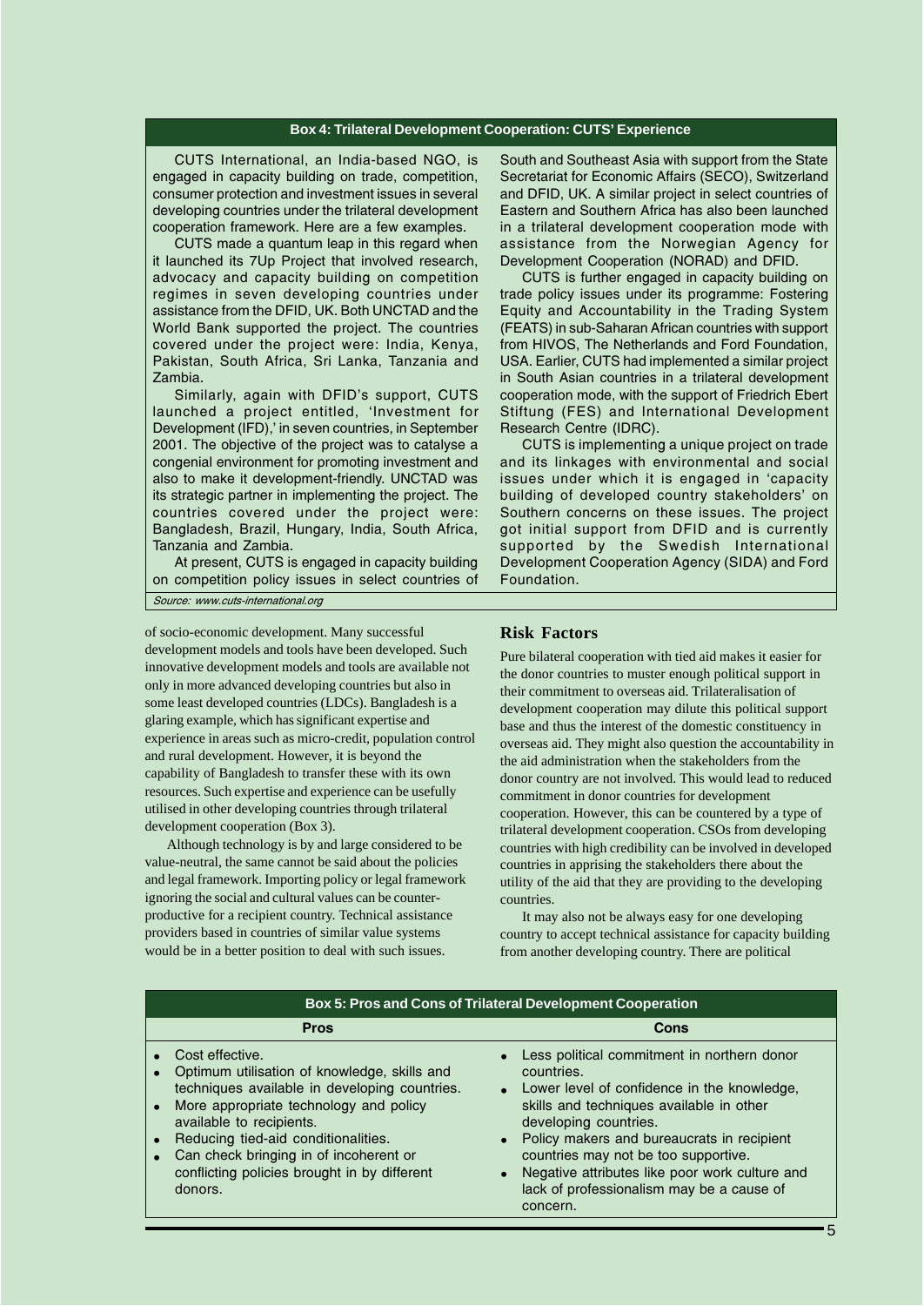**Box 4: Trilateral Development Cooperation: CUTS' Experience**

CUTS International, an India-based NGO, is engaged in capacity building on trade, competition, consumer protection and investment issues in several developing countries under the trilateral development cooperation framework. Here are a few examples.

CUTS made a quantum leap in this regard when it launched its 7Up Project that involved research, advocacy and capacity building on competition regimes in seven developing countries under assistance from the DFID, UK. Both UNCTAD and the World Bank supported the project. The countries covered under the project were: India, Kenya, Pakistan, South Africa, Sri Lanka, Tanzania and Zambia.

Similarly, again with DFID's support, CUTS launched a project entitled, 'Investment for Development (IFD),' in seven countries, in September 2001. The objective of the project was to catalyse a congenial environment for promoting investment and also to make it development-friendly. UNCTAD was its strategic partner in implementing the project. The countries covered under the project were: Bangladesh, Brazil, Hungary, India, South Africa, Tanzania and Zambia.

At present, CUTS is engaged in capacity building on competition policy issues in select countries of South and Southeast Asia with support from the State Secretariat for Economic Affairs (SECO), Switzerland and DFID, UK. A similar project in select countries of Eastern and Southern Africa has also been launched in a trilateral development cooperation mode with assistance from the Norwegian Agency for Development Cooperation (NORAD) and DFID.

CUTS is further engaged in capacity building on trade policy issues under its programme: Fostering Equity and Accountability in the Trading System (FEATS) in sub-Saharan African countries with support from HIVOS, The Netherlands and Ford Foundation, USA. Earlier, CUTS had implemented a similar project in South Asian countries in a trilateral development cooperation mode, with the support of Friedrich Ebert Stiftung (FES) and International Development Research Centre (IDRC).

CUTS is implementing a unique project on trade and its linkages with environmental and social issues under which it is engaged in 'capacity building of developed country stakeholders' on Southern concerns on these issues. The project got initial support from DFID and is currently supported by the Swedish International Development Cooperation Agency (SIDA) and Ford Foundation.

*Source: www.cuts-international.org*

of socio-economic development. Many successful development models and tools have been developed. Such innovative development models and tools are available not only in more advanced developing countries but also in some least developed countries (LDCs). Bangladesh is a glaring example, which has significant expertise and experience in areas such as micro-credit, population control and rural development. However, it is beyond the capability of Bangladesh to transfer these with its own resources. Such expertise and experience can be usefully utilised in other developing countries through trilateral development cooperation (Box 3).

Although technology is by and large considered to be value-neutral, the same cannot be said about the policies and legal framework. Importing policy or legal framework ignoring the social and cultural values can be counter-productive for a recipient country. Technical assistance providers based in countries of similar value systems would be in a better position to deal with such issues.

## Risk Factors

Pure bilateral cooperation with tied aid makes it easier for the donor countries to muster enough political support in their commitment to overseas aid. Trilateralisation of development cooperation may dilute this political support base and thus the interest of the domestic constituency in overseas aid. They might also question the accountability in the aid administration when the stakeholders from the donor country are not involved. This would lead to reduced commitment in donor countries for development cooperation. However, this can be countered by a type of trilateral development cooperation. CSOs from developing countries with high credibility can be involved in developed countries in apprising the stakeholders there about the utility of the aid that they are providing to the developing countries.

It may also not be always easy for one developing country to accept technical assistance for capacity building from another developing country. There are political

**Box 5: Pros and Cons of Trilateral Development Cooperation**

| Pros | Cons |
|---|---|
| • Cost effective.<br>• Optimum utilisation of knowledge, skills and techniques available in developing countries.<br>• More appropriate technology and policy available to recipients.<br>• Reducing tied-aid conditionalities.<br>• Can check bringing in of incoherent or conflicting policies brought in by different donors. | • Less political commitment in northern donor countries.<br>• Lower level of confidence in the knowledge, skills and techniques available in other developing countries.<br>• Policy makers and bureaucrats in recipient countries may not be too supportive.<br>• Negative attributes like poor work culture and lack of professionalism may be a cause of concern. |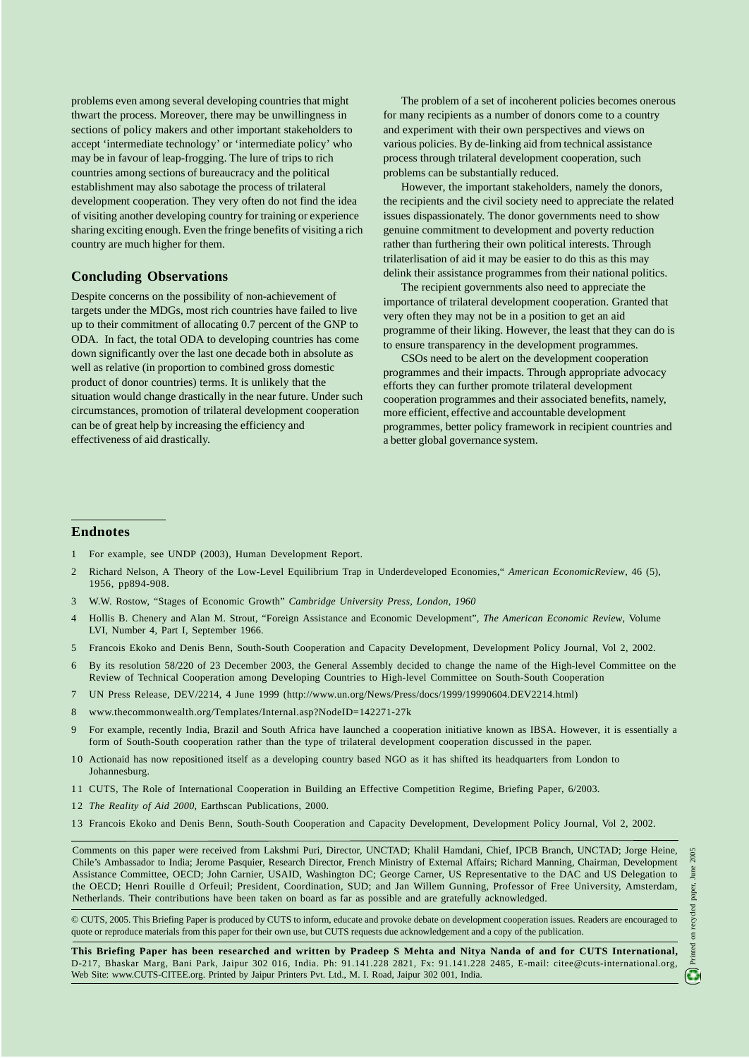problems even among several developing countries that might thwart the process. Moreover, there may be unwillingness in sections of policy makers and other important stakeholders to accept 'intermediate technology' or 'intermediate policy' who may be in favour of leap-frogging. The lure of trips to rich countries among sections of bureaucracy and the political establishment may also sabotage the process of trilateral development cooperation. They very often do not find the idea of visiting another developing country for training or experience sharing exciting enough. Even the fringe benefits of visiting a rich country are much higher for them.

## Concluding Observations

Despite concerns on the possibility of non-achievement of targets under the MDGs, most rich countries have failed to live up to their commitment of allocating 0.7 percent of the GNP to ODA. In fact, the total ODA to developing countries has come down significantly over the last one decade both in absolute as well as relative (in proportion to combined gross domestic product of donor countries) terms. It is unlikely that the situation would change drastically in the near future. Under such circumstances, promotion of trilateral development cooperation can be of great help by increasing the efficiency and effectiveness of aid drastically.

The problem of a set of incoherent policies becomes onerous for many recipients as a number of donors come to a country and experiment with their own perspectives and views on various policies. By de-linking aid from technical assistance process through trilateral development cooperation, such problems can be substantially reduced.

However, the important stakeholders, namely the donors, the recipients and the civil society need to appreciate the related issues dispassionately. The donor governments need to show genuine commitment to development and poverty reduction rather than furthering their own political interests. Through trilaterlisation of aid it may be easier to do this as this may delink their assistance programmes from their national politics.

The recipient governments also need to appreciate the importance of trilateral development cooperation. Granted that very often they may not be in a position to get an aid programme of their liking. However, the least that they can do is to ensure transparency in the development programmes.

CSOs need to be alert on the development cooperation programmes and their impacts. Through appropriate advocacy efforts they can further promote trilateral development cooperation programmes and their associated benefits, namely, more efficient, effective and accountable development programmes, better policy framework in recipient countries and a better global governance system.

## Endnotes

1. For example, see UNDP (2003), Human Development Report.
2. Richard Nelson, A Theory of the Low-Level Equilibrium Trap in Underdeveloped Economies," *American EconomicReview*, 46 (5), 1956, pp894-908.
3. W.W. Rostow, "Stages of Economic Growth" *Cambridge University Press, London, 1960*
4. Hollis B. Chenery and Alan M. Strout, "Foreign Assistance and Economic Development", *The American Economic Review*, Volume LVI, Number 4, Part I, September 1966.
5. Francois Ekoko and Denis Benn, South-South Cooperation and Capacity Development, Development Policy Journal, Vol 2, 2002.
6. By its resolution 58/220 of 23 December 2003, the General Assembly decided to change the name of the High-level Committee on the Review of Technical Cooperation among Developing Countries to High-level Committee on South-South Cooperation
7. UN Press Release, DEV/2214, 4 June 1999 (http://www.un.org/News/Press/docs/1999/19990604.DEV2214.html)
8. www.thecommonwealth.org/Templates/Internal.asp?NodeID=142271-27k
9. For example, recently India, Brazil and South Africa have launched a cooperation initiative known as IBSA. However, it is essentially a form of South-South cooperation rather than the type of trilateral development cooperation discussed in the paper.
10. Actionaid has now repositioned itself as a developing country based NGO as it has shifted its headquarters from London to Johannesburg.
11. CUTS, The Role of International Cooperation in Building an Effective Competition Regime, Briefing Paper, 6/2003.
12. *The Reality of Aid 2000*, Earthscan Publications, 2000.
13. Francois Ekoko and Denis Benn, South-South Cooperation and Capacity Development, Development Policy Journal, Vol 2, 2002.

Comments on this paper were received from Lakshmi Puri, Director, UNCTAD; Khalil Hamdani, Chief, IPCB Branch, UNCTAD; Jorge Heine, Chile's Ambassador to India; Jerome Pasquier, Research Director, French Ministry of External Affairs; Richard Manning, Chairman, Development Assistance Committee, OECD; John Carnier, USAID, Washington DC; George Carner, US Representative to the DAC and US Delegation to the OECD; Henri Rouille d Orfeuil; President, Coordination, SUD; and Jan Willem Gunning, Professor of Free University, Amsterdam, Netherlands. Their contributions have been taken on board as far as possible and are gratefully acknowledged.

© CUTS, 2005. This Briefing Paper is produced by CUTS to inform, educate and provoke debate on development cooperation issues. Readers are encouraged to quote or reproduce materials from this paper for their own use, but CUTS requests due acknowledgement and a copy of the publication.

**This Briefing Paper has been researched and written by Pradeep S Mehta and Nitya Nanda of and for CUTS International,** D-217, Bhaskar Marg, Bani Park, Jaipur 302 016, India. Ph: 91.141.228 2821, Fx: 91.141.228 2485, E-mail: citee@cuts-international.org, Web Site: www.CUTS-CITEE.org. Printed by Jaipur Printers Pvt. Ltd., M. I. Road, Jaipur 302 001, India.

Printed on recycled paper, June 2005